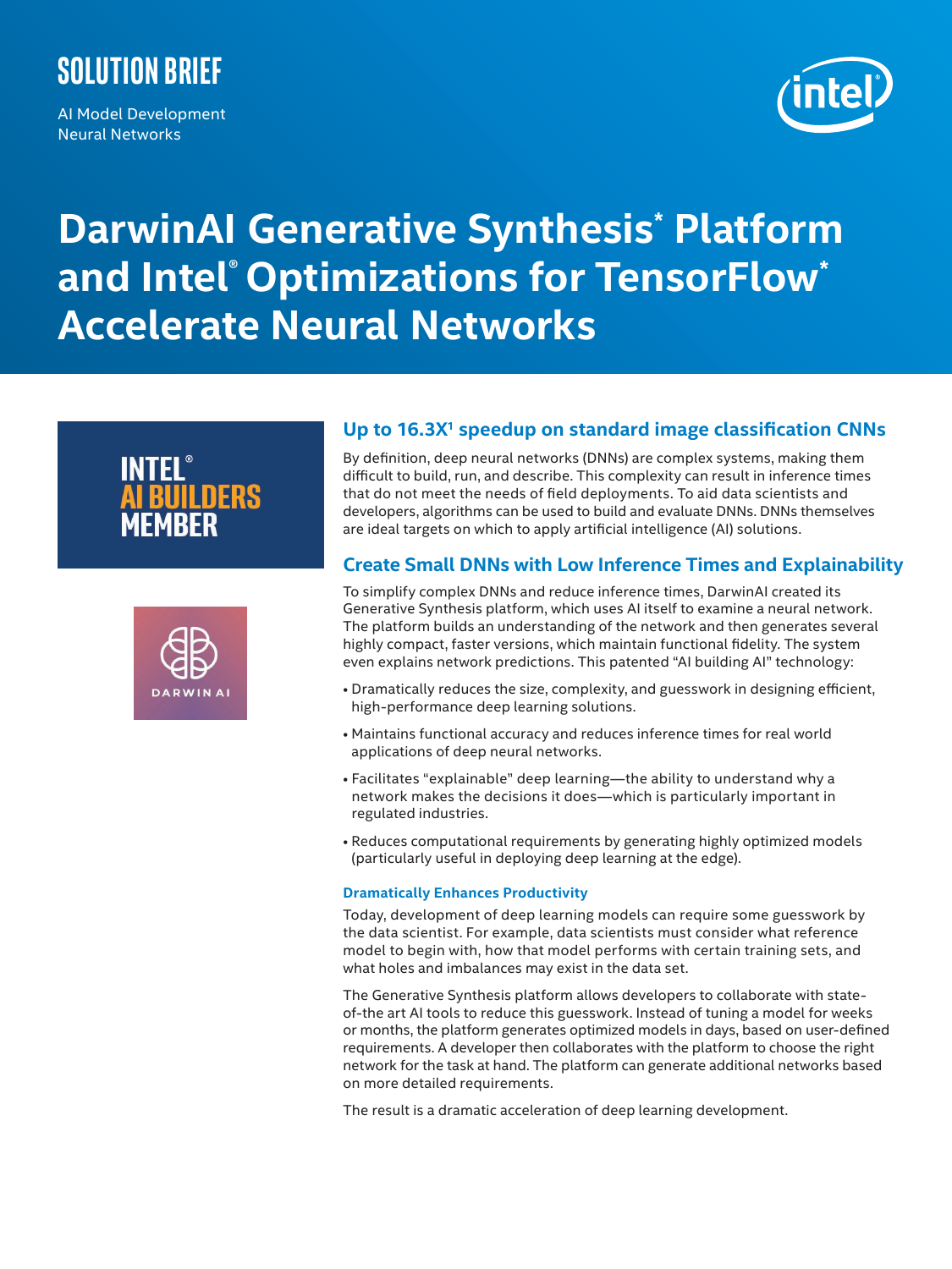SOLUTION BRIEF

AI Model Development
Neural Networks

# DarwinAI Generative Synthesis* Platform and Intel® Optimizations for TensorFlow* Accelerate Neural Networks

INTEL® AI BUILDERS MEMBER

DARWIN AI

## Up to 16.3X[1] speedup on standard image classification CNNs

By definition, deep neural networks (DNNs) are complex systems, making them difficult to build, run, and describe. This complexity can result in inference times that do not meet the needs of field deployments. To aid data scientists and developers, algorithms can be used to build and evaluate DNNs. DNNs themselves are ideal targets on which to apply artificial intelligence (AI) solutions.

## Create Small DNNs with Low Inference Times and Explainability

To simplify complex DNNs and reduce inference times, DarwinAI created its Generative Synthesis platform, which uses AI itself to examine a neural network. The platform builds an understanding of the network and then generates several highly compact, faster versions, which maintain functional fidelity. The system even explains network predictions. This patented "AI building AI" technology:

- Dramatically reduces the size, complexity, and guesswork in designing efficient, high-performance deep learning solutions.
- Maintains functional accuracy and reduces inference times for real world applications of deep neural networks.
- Facilitates "explainable" deep learning—the ability to understand why a network makes the decisions it does—which is particularly important in regulated industries.
- Reduces computational requirements by generating highly optimized models (particularly useful in deploying deep learning at the edge).

### Dramatically Enhances Productivity

Today, development of deep learning models can require some guesswork by the data scientist. For example, data scientists must consider what reference model to begin with, how that model performs with certain training sets, and what holes and imbalances may exist in the data set.

The Generative Synthesis platform allows developers to collaborate with state-of-the art AI tools to reduce this guesswork. Instead of tuning a model for weeks or months, the platform generates optimized models in days, based on user-defined requirements. A developer then collaborates with the platform to choose the right network for the task at hand. The platform can generate additional networks based on more detailed requirements.

The result is a dramatic acceleration of deep learning development.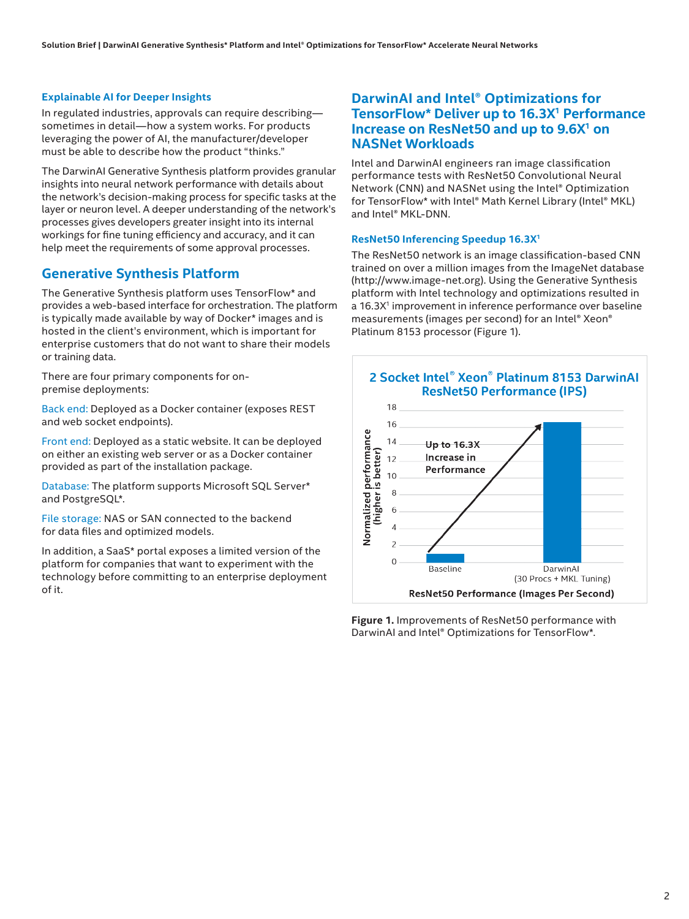### Explainable AI for Deeper Insights

In regulated industries, approvals can require describing—sometimes in detail—how a system works. For products leveraging the power of AI, the manufacturer/developer must be able to describe how the product "thinks."

The DarwinAI Generative Synthesis platform provides granular insights into neural network performance with details about the network's decision-making process for specific tasks at the layer or neuron level. A deeper understanding of the network's processes gives developers greater insight into its internal workings for fine tuning efficiency and accuracy, and it can help meet the requirements of some approval processes.

## Generative Synthesis Platform

The Generative Synthesis platform uses TensorFlow* and provides a web-based interface for orchestration. The platform is typically made available by way of Docker* images and is hosted in the client's environment, which is important for enterprise customers that do not want to share their models or training data.

There are four primary components for on-premise deployments:

Back end: Deployed as a Docker container (exposes REST and web socket endpoints).

Front end: Deployed as a static website. It can be deployed on either an existing web server or as a Docker container provided as part of the installation package.

Database: The platform supports Microsoft SQL Server* and PostgreSQL*.

File storage: NAS or SAN connected to the backend for data files and optimized models.

In addition, a SaaS* portal exposes a limited version of the platform for companies that want to experiment with the technology before committing to an enterprise deployment of it.

## DarwinAI and Intel® Optimizations for TensorFlow* Deliver up to 16.3X[1] Performance Increase on ResNet50 and up to 9.6X[1] on NASNet Workloads

Intel and DarwinAI engineers ran image classification performance tests with ResNet50 Convolutional Neural Network (CNN) and NASNet using the Intel® Optimization for TensorFlow* with Intel® Math Kernel Library (Intel® MKL) and Intel® MKL-DNN.

### ResNet50 Inferencing Speedup 16.3X[1]

The ResNet50 network is an image classification-based CNN trained on over a million images from the ImageNet database (http://www.image-net.org). Using the Generative Synthesis platform with Intel technology and optimizations resulted in a 16.3X[1] improvement in inference performance over baseline measurements (images per second) for an Intel® Xeon® Platinum 8153 processor (Figure 1).

**2 Socket Intel® Xeon® Platinum 8153 DarwinAI ResNet50 Performance (IPS)**

| ResNet50 Performance (Images Per Second) | Normalized performance (higher is better) |
|---|---|
| Baseline | 1 |
| DarwinAI (30 Procs + MKL Tuning) | 16.3 |

Up to 16.3X Increase in Performance

**Figure 1.** Improvements of ResNet50 performance with DarwinAI and Intel® Optimizations for TensorFlow*.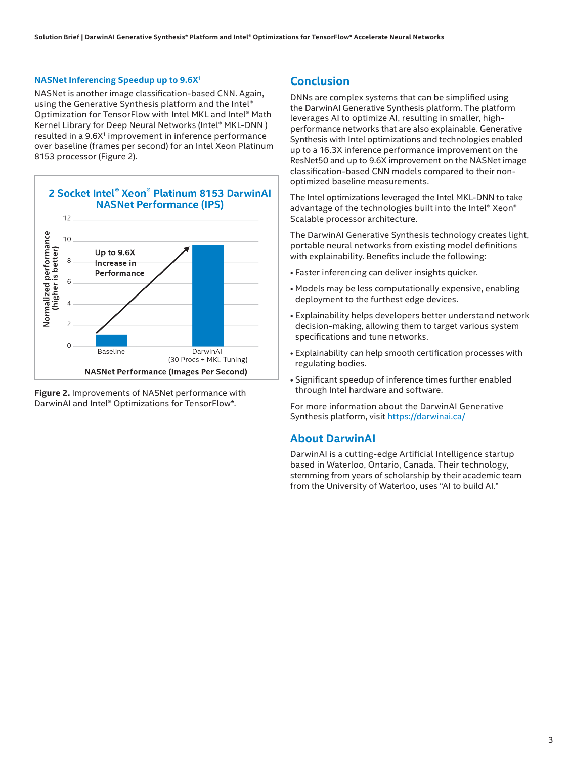### NASNet Inferencing Speedup up to 9.6X[1]

NASNet is another image classification-based CNN. Again, using the Generative Synthesis platform and the Intel® Optimization for TensorFlow with Intel MKL and Intel® Math Kernel Library for Deep Neural Networks (Intel® MKL-DNN ) resulted in a 9.6X[1] improvement in inference performance over baseline (frames per second) for an Intel Xeon Platinum 8153 processor (Figure 2).

**2 Socket Intel® Xeon® Platinum 8153 DarwinAI NASNet Performance (IPS)**

Normalized performance (higher is better)

Up to 9.6X Increase in Performance

Baseline | DarwinAI (30 Procs + MKL Tuning)

**NASNet Performance (Images Per Second)**

**Figure 2.** Improvements of NASNet performance with DarwinAI and Intel® Optimizations for TensorFlow*.

## Conclusion

DNNs are complex systems that can be simplified using the DarwinAI Generative Synthesis platform. The platform leverages AI to optimize AI, resulting in smaller, high-performance networks that are also explainable. Generative Synthesis with Intel optimizations and technologies enabled up to a 16.3X inference performance improvement on the ResNet50 and up to 9.6X improvement on the NASNet image classification-based CNN models compared to their non-optimized baseline measurements.

The Intel optimizations leveraged the Intel MKL-DNN to take advantage of the technologies built into the Intel® Xeon® Scalable processor architecture.

The DarwinAI Generative Synthesis technology creates light, portable neural networks from existing model definitions with explainability. Benefits include the following:

- Faster inferencing can deliver insights quicker.
- Models may be less computationally expensive, enabling deployment to the furthest edge devices.
- Explainability helps developers better understand network decision-making, allowing them to target various system specifications and tune networks.
- Explainability can help smooth certification processes with regulating bodies.
- Significant speedup of inference times further enabled through Intel hardware and software.

For more information about the DarwinAI Generative Synthesis platform, visit https://darwinai.ca/

## About DarwinAI

DarwinAI is a cutting-edge Artificial Intelligence startup based in Waterloo, Ontario, Canada. Their technology, stemming from years of scholarship by their academic team from the University of Waterloo, uses "AI to build AI."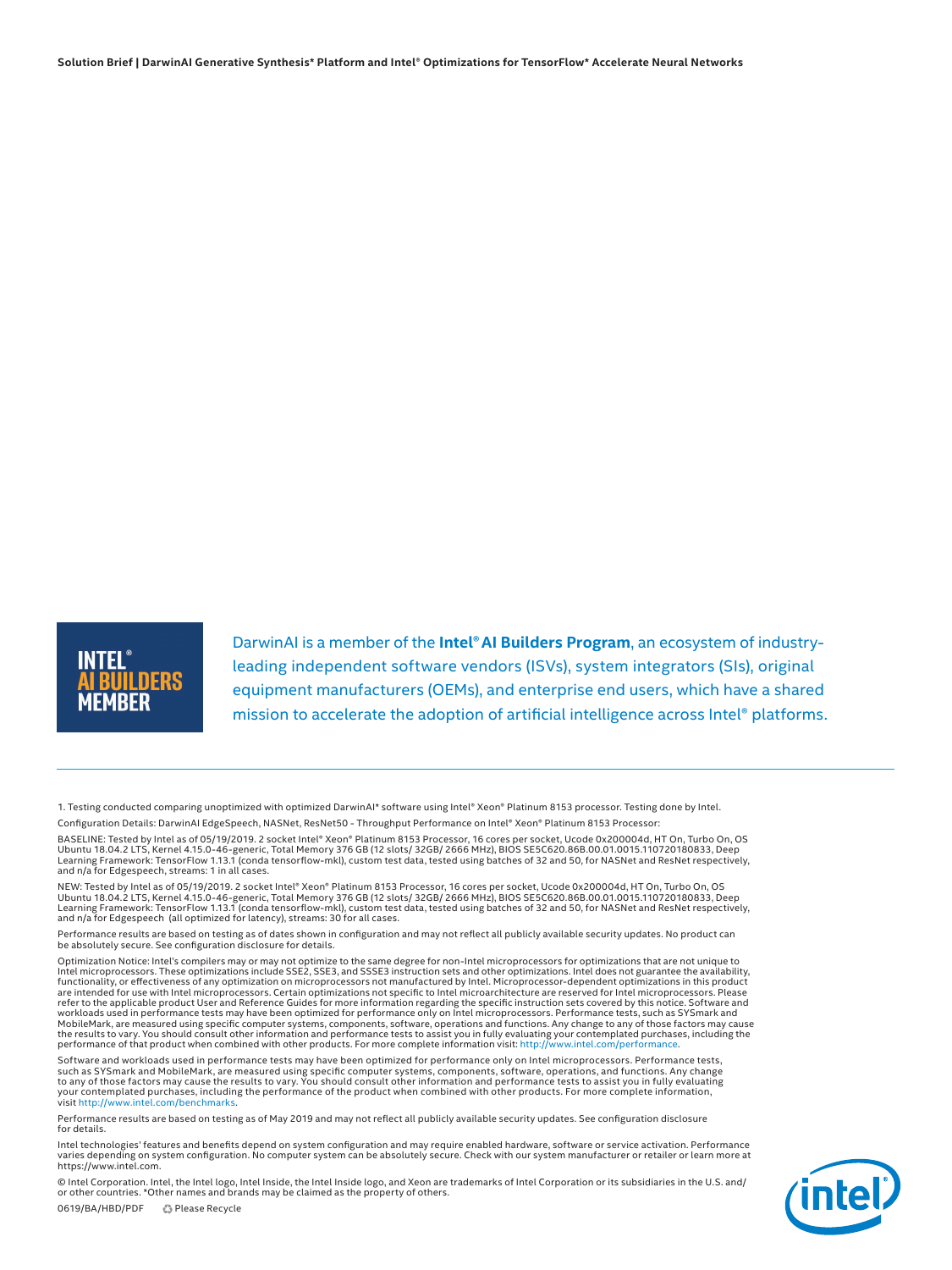INTEL®
AI BUILDERS
MEMBER

DarwinAI is a member of the **Intel® AI Builders Program**, an ecosystem of industry-leading independent software vendors (ISVs), system integrators (SIs), original equipment manufacturers (OEMs), and enterprise end users, which have a shared mission to accelerate the adoption of artificial intelligence across Intel® platforms.

1. Testing conducted comparing unoptimized with optimized DarwinAI* software using Intel® Xeon® Platinum 8153 processor. Testing done by Intel.

Configuration Details: DarwinAI EdgeSpeech, NASNet, ResNet50 - Throughput Performance on Intel® Xeon® Platinum 8153 Processor:

BASELINE: Tested by Intel as of 05/19/2019. 2 socket Intel® Xeon® Platinum 8153 Processor, 16 cores per socket, Ucode 0x200004d, HT On, Turbo On, OS Ubuntu 18.04.2 LTS, Kernel 4.15.0-46-generic, Total Memory 376 GB (12 slots/ 32GB/ 2666 MHz), BIOS SE5C620.86B.00.01.0015.110720180833, Deep Learning Framework: TensorFlow 1.13.1 (conda tensorflow-mkl), custom test data, tested using batches of 32 and 50, for NASNet and ResNet respectively, and n/a for Edgespeech, streams: 1 in all cases.

NEW: Tested by Intel as of 05/19/2019. 2 socket Intel® Xeon® Platinum 8153 Processor, 16 cores per socket, Ucode 0x200004d, HT On, Turbo On, OS Ubuntu 18.04.2 LTS, Kernel 4.15.0-46-generic, Total Memory 376 GB (12 slots/ 32GB/ 2666 MHz), BIOS SE5C620.86B.00.01.0015.110720180833, Deep Learning Framework: TensorFlow 1.13.1 (conda tensorflow-mkl), custom test data, tested using batches of 32 and 50, for NASNet and ResNet respectively, and n/a for Edgespeech (all optimized for latency), streams: 30 for all cases.

Performance results are based on testing as of dates shown in configuration and may not reflect all publicly available security updates. No product can be absolutely secure. See configuration disclosure for details.

Optimization Notice: Intel's compilers may or may not optimize to the same degree for non-Intel microprocessors for optimizations that are not unique to Intel microprocessors. These optimizations include SSE2, SSE3, and SSSE3 instruction sets and other optimizations. Intel does not guarantee the availability, functionality, or effectiveness of any optimization on microprocessors not manufactured by Intel. Microprocessor-dependent optimizations in this product are intended for use with Intel microprocessors. Certain optimizations not specific to Intel microarchitecture are reserved for Intel microprocessors. Please refer to the applicable product User and Reference Guides for more information regarding the specific instruction sets covered by this notice. Software and workloads used in performance tests may have been optimized for performance only on Intel microprocessors. Performance tests, such as SYSmark and MobileMark, are measured using specific computer systems, components, software, operations and functions. Any change to any of those factors may cause the results to vary. You should consult other information and performance tests to assist you in fully evaluating your contemplated purchases, including the performance of that product when combined with other products. For more complete information visit: http://www.intel.com/performance.

Software and workloads used in performance tests may have been optimized for performance only on Intel microprocessors. Performance tests, such as SYSmark and MobileMark, are measured using specific computer systems, components, software, operations, and functions. Any change to any of those factors may cause the results to vary. You should consult other information and performance tests to assist you in fully evaluating your contemplated purchases, including the performance of that product when combined with other products. For more complete information, visit http://www.intel.com/benchmarks.

Performance results are based on testing as of May 2019 and may not reflect all publicly available security updates. See configuration disclosure for details.

Intel technologies' features and benefits depend on system configuration and may require enabled hardware, software or service activation. Performance varies depending on system configuration. No computer system can be absolutely secure. Check with our system manufacturer or retailer or learn more at https://www.intel.com.

© Intel Corporation. Intel, the Intel logo, Intel Inside, the Intel Inside logo, and Xeon are trademarks of Intel Corporation or its subsidiaries in the U.S. and/or other countries. *Other names and brands may be claimed as the property of others.

0619/BA/HBD/PDF Please Recycle